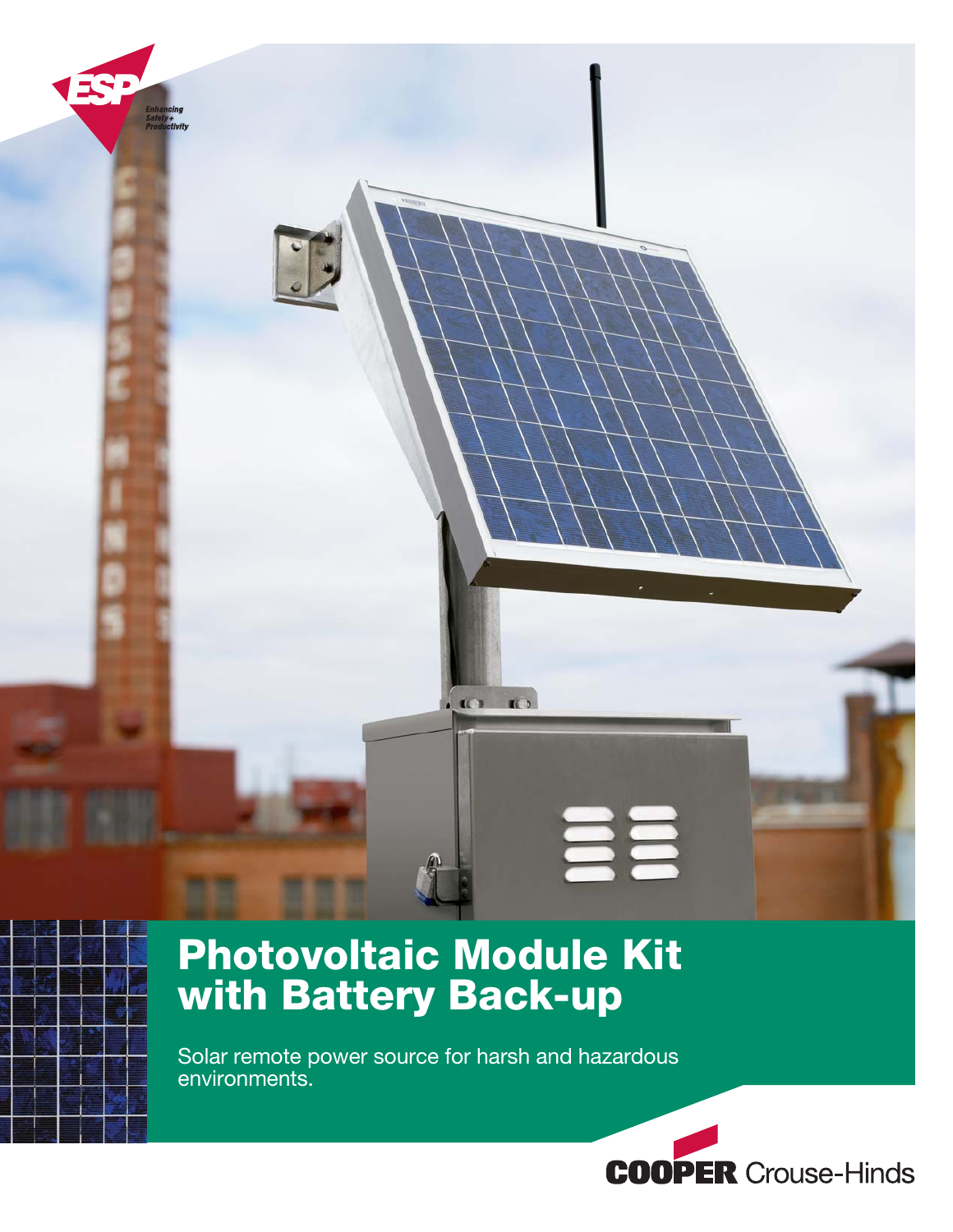ESP

*Enhancing Safety + Productivity*

# Photovoltaic Module Kit with Battery Back-up

Solar remote power source for harsh and hazardous environments.

**COOPER** Crouse-Hinds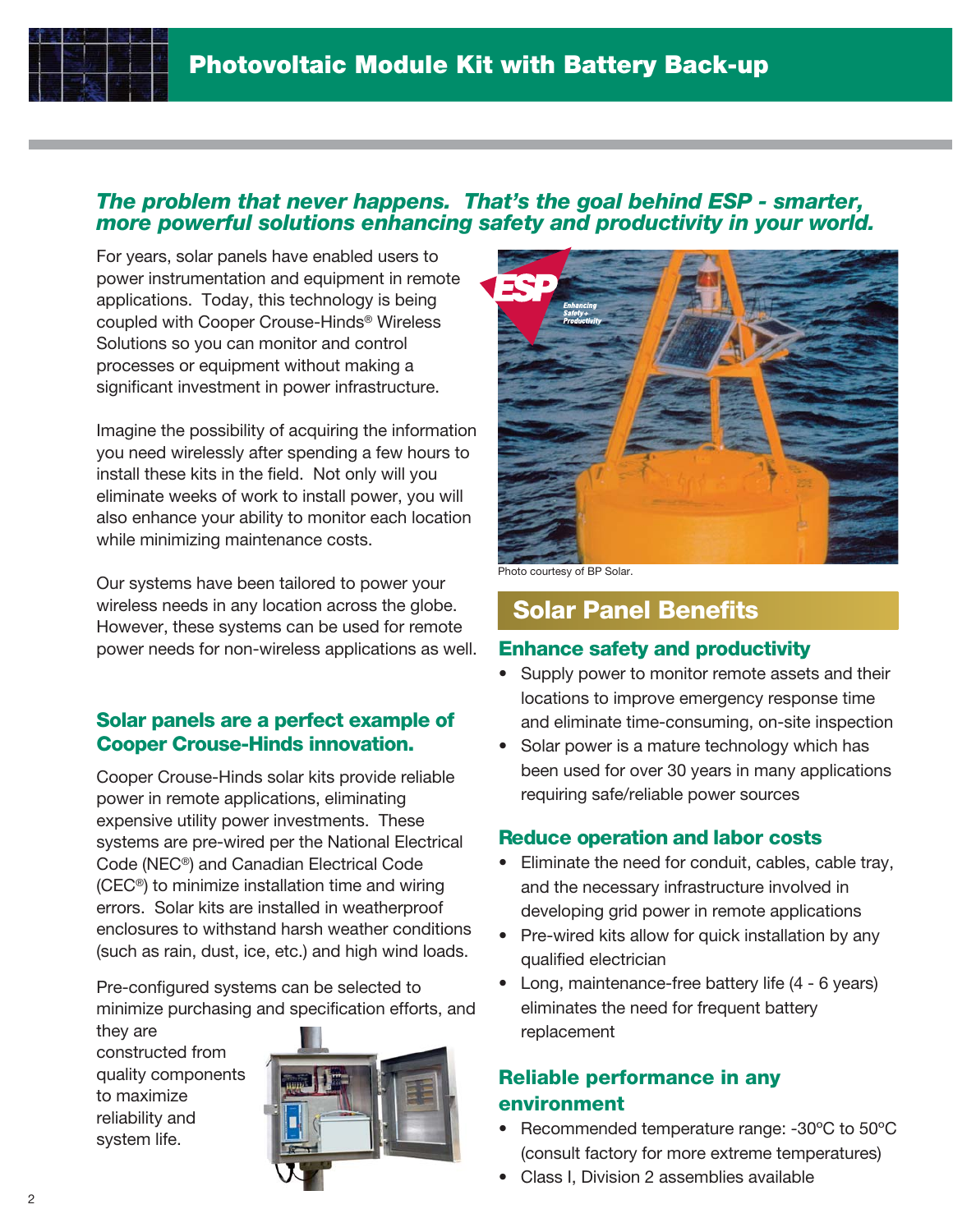# Photovoltaic Module Kit with Battery Back-up

***The problem that never happens. That's the goal behind ESP - smarter, more powerful solutions enhancing safety and productivity in your world.***

For years, solar panels have enabled users to power instrumentation and equipment in remote applications. Today, this technology is being coupled with Cooper Crouse-Hinds® Wireless Solutions so you can monitor and control processes or equipment without making a significant investment in power infrastructure.

Imagine the possibility of acquiring the information you need wirelessly after spending a few hours to install these kits in the field. Not only will you eliminate weeks of work to install power, you will also enhance your ability to monitor each location while minimizing maintenance costs.

Our systems have been tailored to power your wireless needs in any location across the globe. However, these systems can be used for remote power needs for non-wireless applications as well.

### Solar panels are a perfect example of Cooper Crouse-Hinds innovation.

Cooper Crouse-Hinds solar kits provide reliable power in remote applications, eliminating expensive utility power investments. These systems are pre-wired per the National Electrical Code (NEC®) and Canadian Electrical Code (CEC®) to minimize installation time and wiring errors. Solar kits are installed in weatherproof enclosures to withstand harsh weather conditions (such as rain, dust, ice, etc.) and high wind loads.

Pre-configured systems can be selected to minimize purchasing and specification efforts, and they are constructed from quality components to maximize reliability and system life.

Photo courtesy of BP Solar.

## Solar Panel Benefits

### Enhance safety and productivity

- Supply power to monitor remote assets and their locations to improve emergency response time and eliminate time-consuming, on-site inspection
- Solar power is a mature technology which has been used for over 30 years in many applications requiring safe/reliable power sources

### Reduce operation and labor costs

- Eliminate the need for conduit, cables, cable tray, and the necessary infrastructure involved in developing grid power in remote applications
- Pre-wired kits allow for quick installation by any qualified electrician
- Long, maintenance-free battery life (4 - 6 years) eliminates the need for frequent battery replacement

### Reliable performance in any environment

- Recommended temperature range: -30ºC to 50ºC (consult factory for more extreme temperatures)
- Class I, Division 2 assemblies available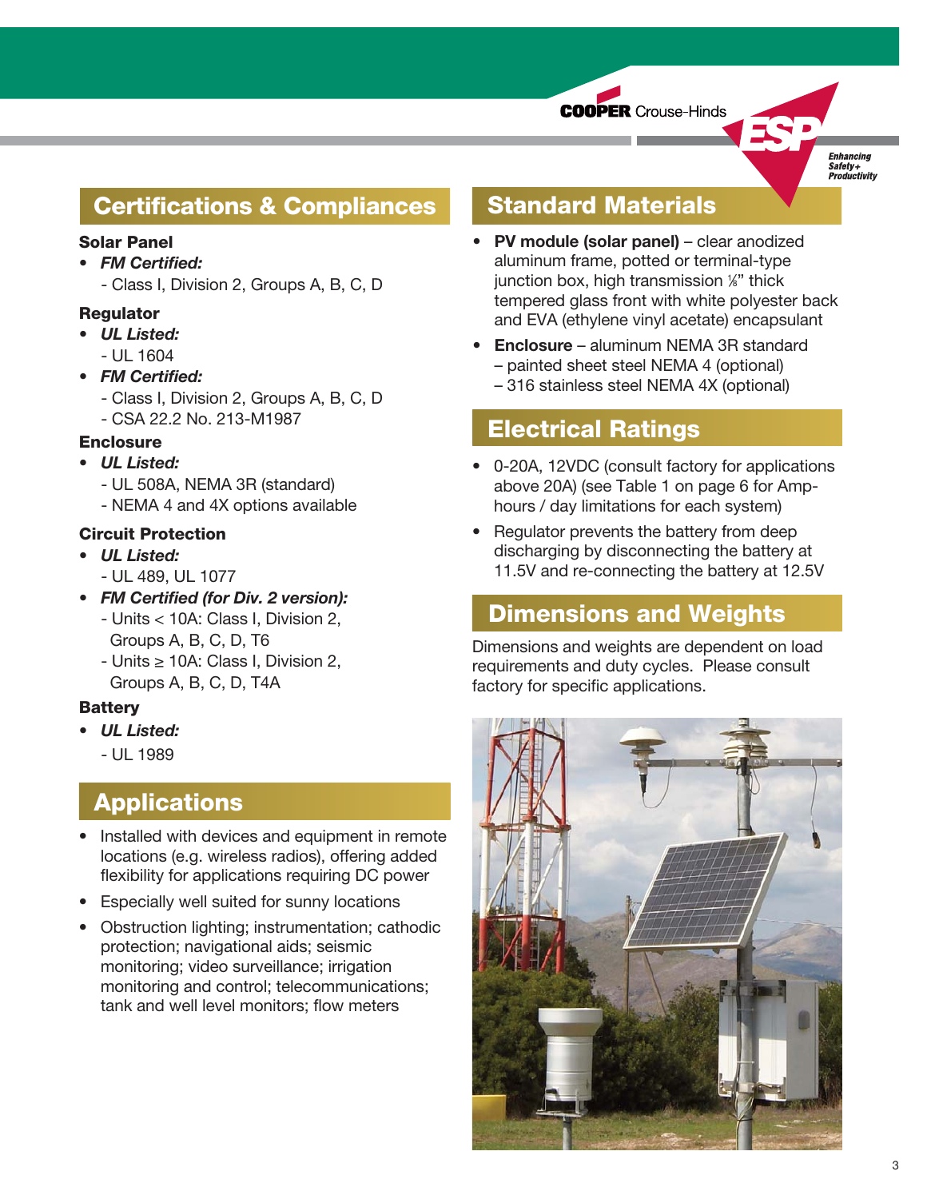## Certifications & Compliances

**Solar Panel**

- ***FM Certified:***
  - Class I, Division 2, Groups A, B, C, D

**Regulator**

- ***UL Listed:***
  - UL 1604
- ***FM Certified:***
  - Class I, Division 2, Groups A, B, C, D
  - CSA 22.2 No. 213-M1987

**Enclosure**

- ***UL Listed:***
  - UL 508A, NEMA 3R (standard)
  - NEMA 4 and 4X options available

**Circuit Protection**

- ***UL Listed:***
  - UL 489, UL 1077
- ***FM Certified (for Div. 2 version):***
  - Units < 10A: Class I, Division 2, Groups A, B, C, D, T6
  - Units ≥ 10A: Class I, Division 2, Groups A, B, C, D, T4A

**Battery**

- ***UL Listed:***
  - UL 1989

## Applications

- Installed with devices and equipment in remote locations (e.g. wireless radios), offering added flexibility for applications requiring DC power
- Especially well suited for sunny locations
- Obstruction lighting; instrumentation; cathodic protection; navigational aids; seismic monitoring; video surveillance; irrigation monitoring and control; telecommunications; tank and well level monitors; flow meters

## Standard Materials

- **PV module (solar panel)** – clear anodized aluminum frame, potted or terminal-type junction box, high transmission ⅛" thick tempered glass front with white polyester back and EVA (ethylene vinyl acetate) encapsulant
- **Enclosure** – aluminum NEMA 3R standard
  – painted sheet steel NEMA 4 (optional)
  – 316 stainless steel NEMA 4X (optional)

## Electrical Ratings

- 0-20A, 12VDC (consult factory for applications above 20A) (see Table 1 on page 6 for Amp-hours / day limitations for each system)
- Regulator prevents the battery from deep discharging by disconnecting the battery at 11.5V and re-connecting the battery at 12.5V

## Dimensions and Weights

Dimensions and weights are dependent on load requirements and duty cycles. Please consult factory for specific applications.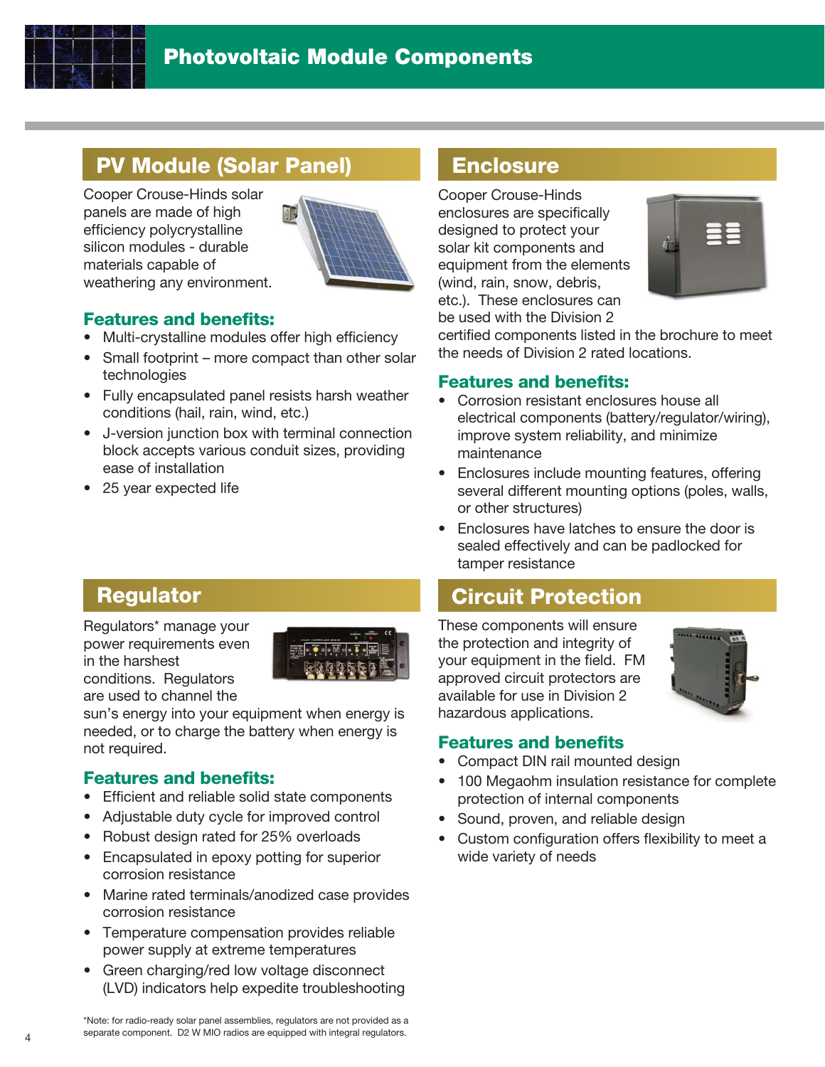# Photovoltaic Module Components

## PV Module (Solar Panel)

Cooper Crouse-Hinds solar panels are made of high efficiency polycrystalline silicon modules - durable materials capable of weathering any environment.

### Features and benefits:

- Multi-crystalline modules offer high efficiency
- Small footprint – more compact than other solar technologies
- Fully encapsulated panel resists harsh weather conditions (hail, rain, wind, etc.)
- J-version junction box with terminal connection block accepts various conduit sizes, providing ease of installation
- 25 year expected life

## Enclosure

Cooper Crouse-Hinds enclosures are specifically designed to protect your solar kit components and equipment from the elements (wind, rain, snow, debris, etc.). These enclosures can be used with the Division 2 certified components listed in the brochure to meet the needs of Division 2 rated locations.

### Features and benefits:

- Corrosion resistant enclosures house all electrical components (battery/regulator/wiring), improve system reliability, and minimize maintenance
- Enclosures include mounting features, offering several different mounting options (poles, walls, or other structures)
- Enclosures have latches to ensure the door is sealed effectively and can be padlocked for tamper resistance

## Regulator

Regulators* manage your power requirements even in the harshest conditions. Regulators are used to channel the sun's energy into your equipment when energy is needed, or to charge the battery when energy is not required.

### Features and benefits:

- Efficient and reliable solid state components
- Adjustable duty cycle for improved control
- Robust design rated for 25% overloads
- Encapsulated in epoxy potting for superior corrosion resistance
- Marine rated terminals/anodized case provides corrosion resistance
- Temperature compensation provides reliable power supply at extreme temperatures
- Green charging/red low voltage disconnect (LVD) indicators help expedite troubleshooting

*Note: for radio-ready solar panel assemblies, regulators are not provided as a separate component. D2 W MIO radios are equipped with integral regulators.

## Circuit Protection

These components will ensure the protection and integrity of your equipment in the field. FM approved circuit protectors are available for use in Division 2 hazardous applications.

### Features and benefits

- Compact DIN rail mounted design
- 100 Megaohm insulation resistance for complete protection of internal components
- Sound, proven, and reliable design
- Custom configuration offers flexibility to meet a wide variety of needs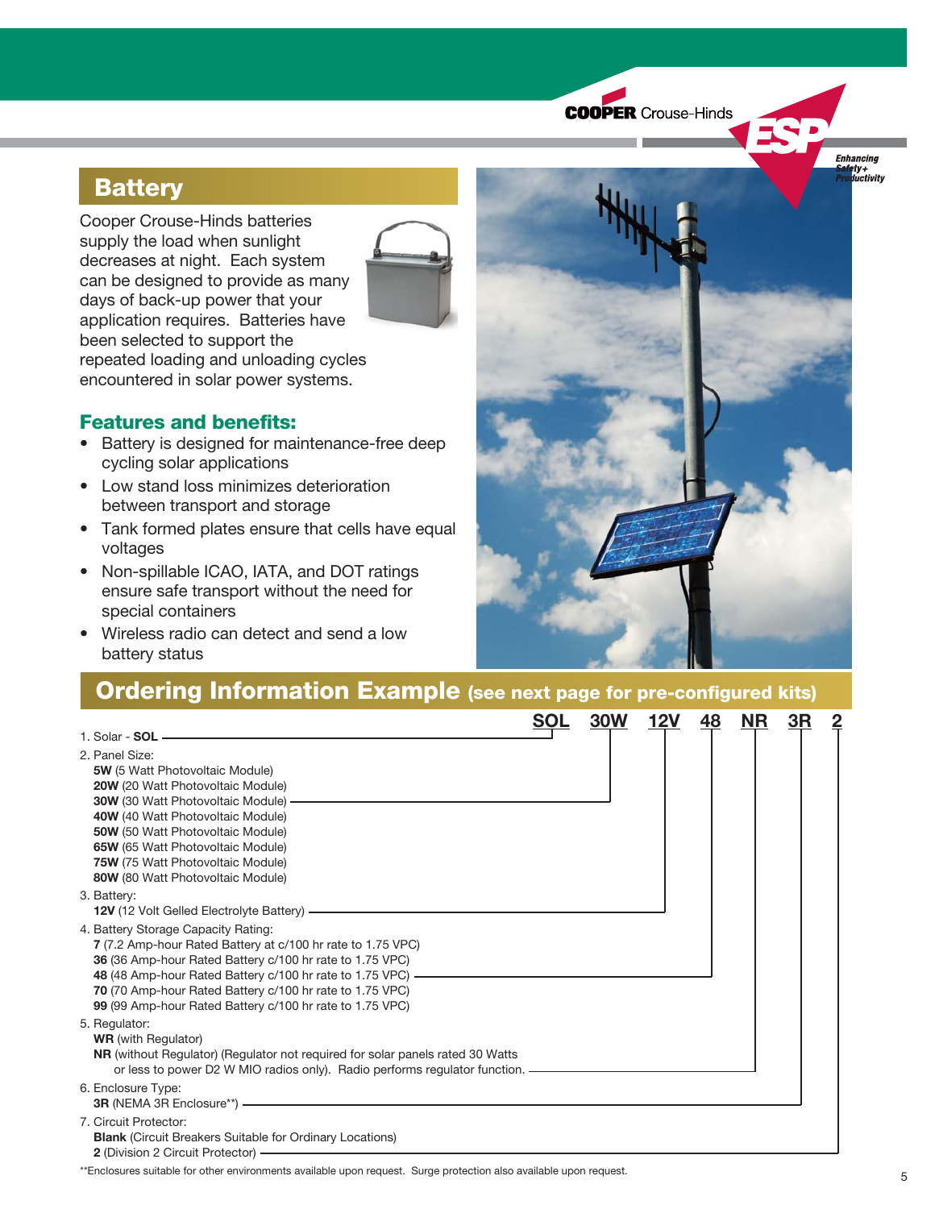## Battery

Cooper Crouse-Hinds batteries supply the load when sunlight decreases at night. Each system can be designed to provide as many days of back-up power that your application requires. Batteries have been selected to support the repeated loading and unloading cycles encountered in solar power systems.

### Features and benefits:

- Battery is designed for maintenance-free deep cycling solar applications
- Low stand loss minimizes deterioration between transport and storage
- Tank formed plates ensure that cells have equal voltages
- Non-spillable ICAO, IATA, and DOT ratings ensure safe transport without the need for special containers
- Wireless radio can detect and send a low battery status

## Ordering Information Example (see next page for pre-configured kits)

**SOL 30W 12V 48 NR 3R 2**

1. Solar - **SOL**
2. Panel Size:
   - **5W** (5 Watt Photovoltaic Module)
   - **20W** (20 Watt Photovoltaic Module)
   - **30W** (30 Watt Photovoltaic Module)
   - **40W** (40 Watt Photovoltaic Module)
   - **50W** (50 Watt Photovoltaic Module)
   - **65W** (65 Watt Photovoltaic Module)
   - **75W** (75 Watt Photovoltaic Module)
   - **80W** (80 Watt Photovoltaic Module)
3. Battery:
   - **12V** (12 Volt Gelled Electrolyte Battery)
4. Battery Storage Capacity Rating:
   - **7** (7.2 Amp-hour Rated Battery at c/100 hr rate to 1.75 VPC)
   - **36** (36 Amp-hour Rated Battery c/100 hr rate to 1.75 VPC)
   - **48** (48 Amp-hour Rated Battery c/100 hr rate to 1.75 VPC)
   - **70** (70 Amp-hour Rated Battery c/100 hr rate to 1.75 VPC)
   - **99** (99 Amp-hour Rated Battery c/100 hr rate to 1.75 VPC)
5. Regulator:
   - **WR** (with Regulator)
   - **NR** (without Regulator) (Regulator not required for solar panels rated 30 Watts or less to power D2 W MIO radios only). Radio performs regulator function.
6. Enclosure Type:
   - **3R** (NEMA 3R Enclosure**)
7. Circuit Protector:
   - **Blank** (Circuit Breakers Suitable for Ordinary Locations)
   - **2** (Division 2 Circuit Protector)

**Enclosures suitable for other environments available upon request. Surge protection also available upon request.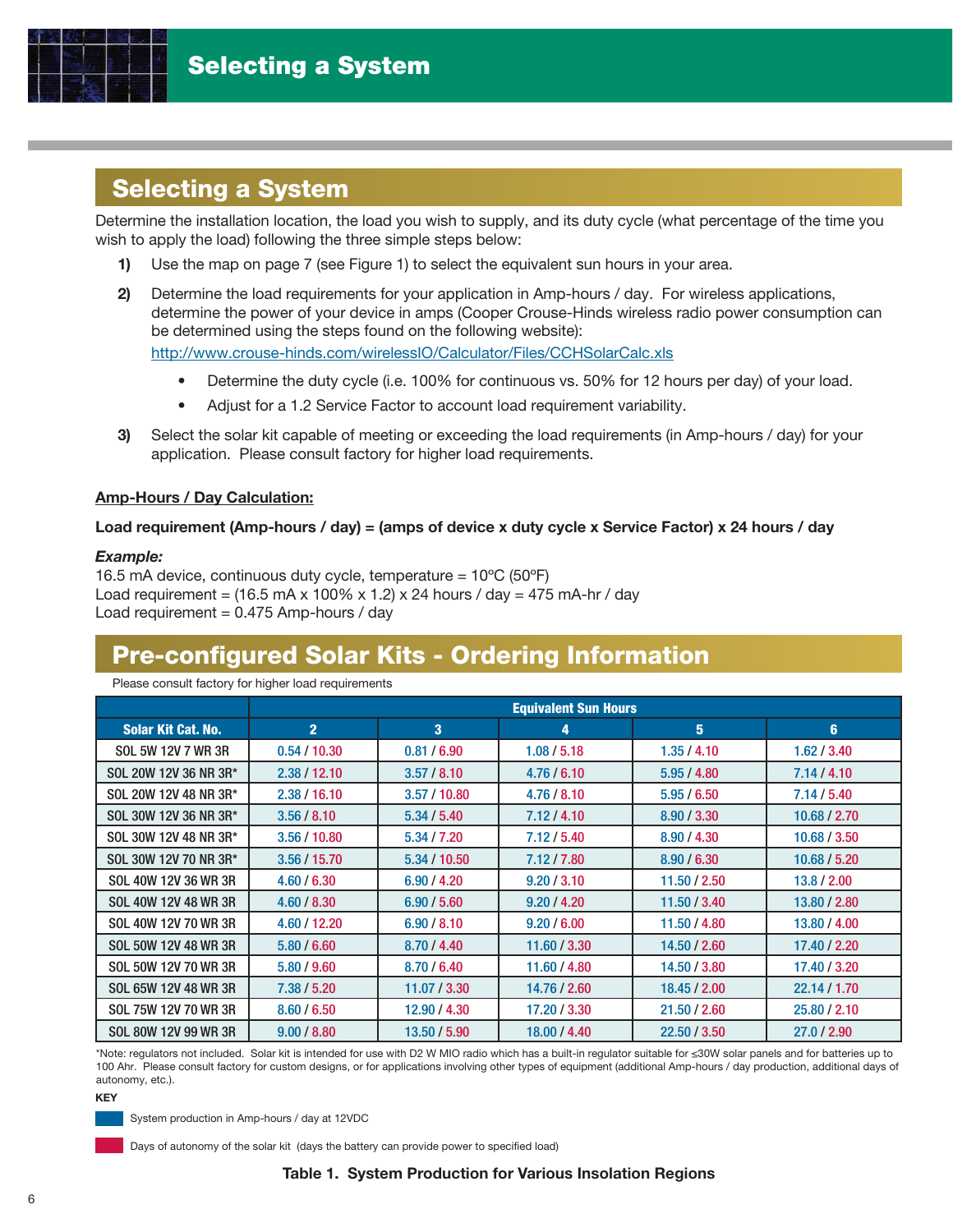# Selecting a System

## Selecting a System

Determine the installation location, the load you wish to supply, and its duty cycle (what percentage of the time you wish to apply the load) following the three simple steps below:

1) Use the map on page 7 (see Figure 1) to select the equivalent sun hours in your area.

2) Determine the load requirements for your application in Amp-hours / day. For wireless applications, determine the power of your device in amps (Cooper Crouse-Hinds wireless radio power consumption can be determined using the steps found on the following website): http://www.crouse-hinds.com/wirelessIO/Calculator/Files/CCHSolarCalc.xls

   - Determine the duty cycle (i.e. 100% for continuous vs. 50% for 12 hours per day) of your load.
   - Adjust for a 1.2 Service Factor to account load requirement variability.

3) Select the solar kit capable of meeting or exceeding the load requirements (in Amp-hours / day) for your application. Please consult factory for higher load requirements.

**Amp-Hours / Day Calculation:**

**Load requirement (Amp-hours / day) = (amps of device x duty cycle x Service Factor) x 24 hours / day**

***Example:***

16.5 mA device, continuous duty cycle, temperature = 10ºC (50ºF)
Load requirement = (16.5 mA x 100% x 1.2) x 24 hours / day = 475 mA-hr / day
Load requirement = 0.475 Amp-hours / day

## Pre-configured Solar Kits - Ordering Information

Please consult factory for higher load requirements

| | Equivalent Sun Hours | | | | |
|---|---|---|---|---|---|
| Solar Kit Cat. No. | 2 | 3 | 4 | 5 | 6 |
| SOL 5W 12V 7 WR 3R | 0.54 / 10.30 | 0.81 / 6.90 | 1.08 / 5.18 | 1.35 / 4.10 | 1.62 / 3.40 |
| SOL 20W 12V 36 NR 3R* | 2.38 / 12.10 | 3.57 / 8.10 | 4.76 / 6.10 | 5.95 / 4.80 | 7.14 / 4.10 |
| SOL 20W 12V 48 NR 3R* | 2.38 / 16.10 | 3.57 / 10.80 | 4.76 / 8.10 | 5.95 / 6.50 | 7.14 / 5.40 |
| SOL 30W 12V 36 NR 3R* | 3.56 / 8.10 | 5.34 / 5.40 | 7.12 / 4.10 | 8.90 / 3.30 | 10.68 / 2.70 |
| SOL 30W 12V 48 NR 3R* | 3.56 / 10.80 | 5.34 / 7.20 | 7.12 / 5.40 | 8.90 / 4.30 | 10.68 / 3.50 |
| SOL 30W 12V 70 NR 3R* | 3.56 / 15.70 | 5.34 / 10.50 | 7.12 / 7.80 | 8.90 / 6.30 | 10.68 / 5.20 |
| SOL 40W 12V 36 WR 3R | 4.60 / 6.30 | 6.90 / 4.20 | 9.20 / 3.10 | 11.50 / 2.50 | 13.8 / 2.00 |
| SOL 40W 12V 48 WR 3R | 4.60 / 8.30 | 6.90 / 5.60 | 9.20 / 4.20 | 11.50 / 3.40 | 13.80 / 2.80 |
| SOL 40W 12V 70 WR 3R | 4.60 / 12.20 | 6.90 / 8.10 | 9.20 / 6.00 | 11.50 / 4.80 | 13.80 / 4.00 |
| SOL 50W 12V 48 WR 3R | 5.80 / 6.60 | 8.70 / 4.40 | 11.60 / 3.30 | 14.50 / 2.60 | 17.40 / 2.20 |
| SOL 50W 12V 70 WR 3R | 5.80 / 9.60 | 8.70 / 6.40 | 11.60 / 4.80 | 14.50 / 3.80 | 17.40 / 3.20 |
| SOL 65W 12V 48 WR 3R | 7.38 / 5.20 | 11.07 / 3.30 | 14.76 / 2.60 | 18.45 / 2.00 | 22.14 / 1.70 |
| SOL 75W 12V 70 WR 3R | 8.60 / 6.50 | 12.90 / 4.30 | 17.20 / 3.30 | 21.50 / 2.60 | 25.80 / 2.10 |
| SOL 80W 12V 99 WR 3R | 9.00 / 8.80 | 13.50 / 5.90 | 18.00 / 4.40 | 22.50 / 3.50 | 27.0 / 2.90 |

*Note: regulators not included. Solar kit is intended for use with D2 W MIO radio which has a built-in regulator suitable for ≤30W solar panels and for batteries up to 100 Ahr. Please consult factory for custom designs, or for applications involving other types of equipment (additional Amp-hours / day production, additional days of autonomy, etc.).

**KEY**

- System production in Amp-hours / day at 12VDC (first value)
- Days of autonomy of the solar kit (days the battery can provide power to specified load) (second value)

**Table 1. System Production for Various Insolation Regions**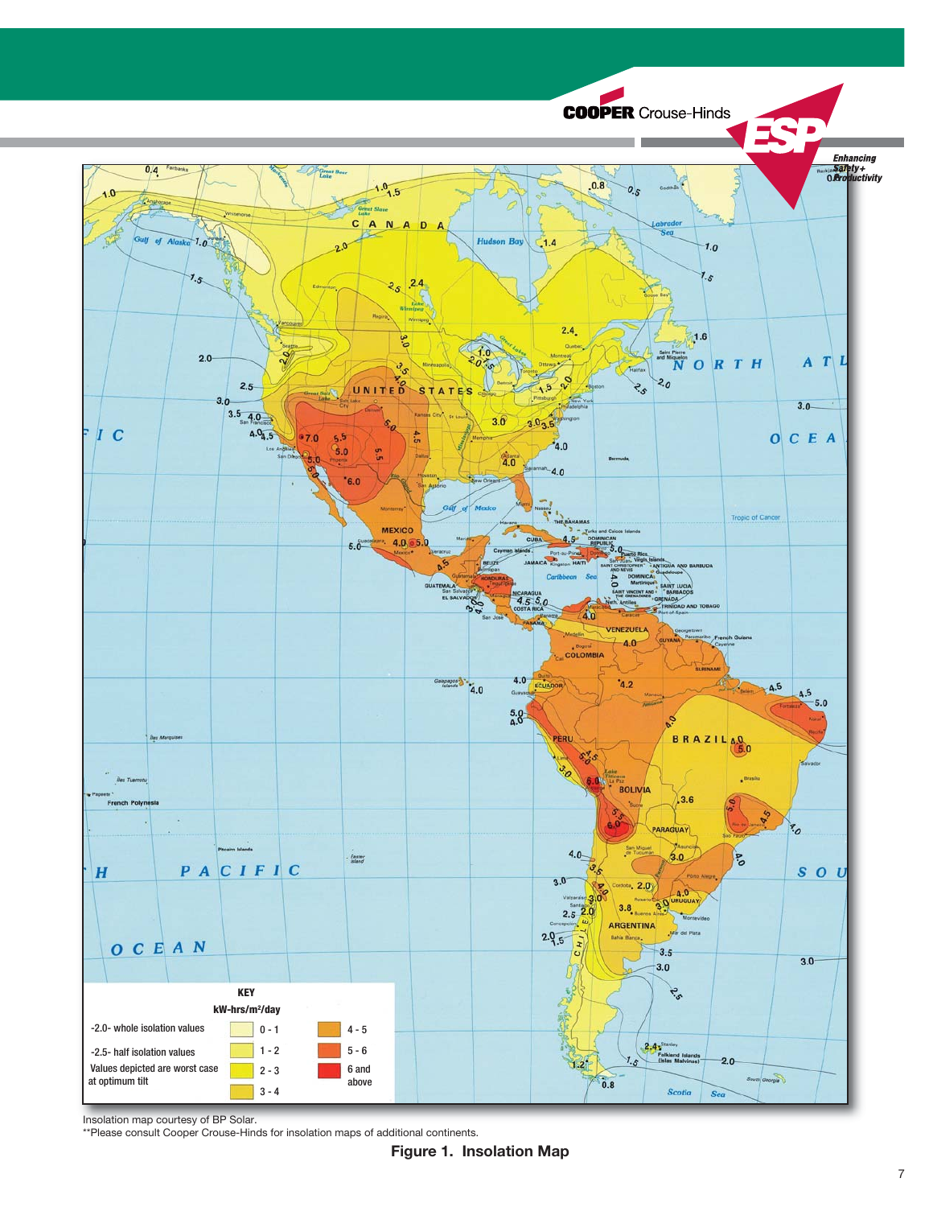Insolation map courtesy of BP Solar.

**Please consult Cooper Crouse-Hinds for insolation maps of additional continents.

**Figure 1. Insolation Map**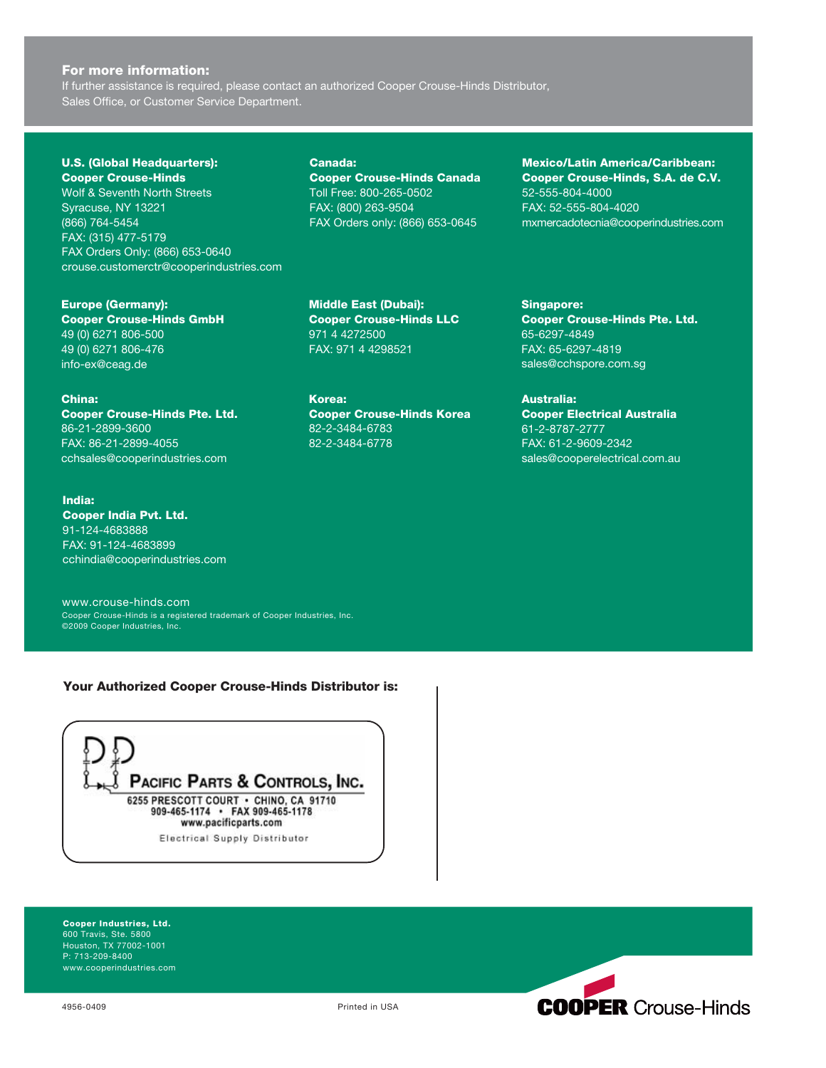**For more information:**
If further assistance is required, please contact an authorized Cooper Crouse-Hinds Distributor, Sales Office, or Customer Service Department.

**U.S. (Global Headquarters):**
**Cooper Crouse-Hinds**
Wolf & Seventh North Streets
Syracuse, NY 13221
(866) 764-5454
FAX: (315) 477-5179
FAX Orders Only: (866) 653-0640
crouse.customerctr@cooperindustries.com

**Canada:**
**Cooper Crouse-Hinds Canada**
Toll Free: 800-265-0502
FAX: (800) 263-9504
FAX Orders only: (866) 653-0645

**Mexico/Latin America/Caribbean:**
**Cooper Crouse-Hinds, S.A. de C.V.**
52-555-804-4000
FAX: 52-555-804-4020
mxmercadotecnia@cooperindustries.com

**Europe (Germany):**
**Cooper Crouse-Hinds GmbH**
49 (0) 6271 806-500
49 (0) 6271 806-476
info-ex@ceag.de

**Middle East (Dubai):**
**Cooper Crouse-Hinds LLC**
971 4 4272500
FAX: 971 4 4298521

**Singapore:**
**Cooper Crouse-Hinds Pte. Ltd.**
65-6297-4849
FAX: 65-6297-4819
sales@cchspore.com.sg

**China:**
**Cooper Crouse-Hinds Pte. Ltd.**
86-21-2899-3600
FAX: 86-21-2899-4055
cchsales@cooperindustries.com

**Korea:**
**Cooper Crouse-Hinds Korea**
82-2-3484-6783
82-2-3484-6778

**Australia:**
**Cooper Electrical Australia**
61-2-8787-2777
FAX: 61-2-9609-2342
sales@cooperelectrical.com.au

**India:**
**Cooper India Pvt. Ltd.**
91-124-4683888
FAX: 91-124-4683899
cchindia@cooperindustries.com

www.crouse-hinds.com
Cooper Crouse-Hinds is a registered trademark of Cooper Industries, Inc.
©2009 Cooper Industries, Inc.

**Your Authorized Cooper Crouse-Hinds Distributor is:**

PACIFIC PARTS & CONTROLS, INC.
6255 PRESCOTT COURT • CHINO, CA 91710
909-465-1174 • FAX 909-465-1178
www.pacificparts.com
Electrical Supply Distributor

**Cooper Industries, Ltd.**
600 Travis, Ste. 5800
Houston, TX 77002-1001
P: 713-209-8400
www.cooperindustries.com

4956-0409

Printed in USA

COOPER Crouse-Hinds